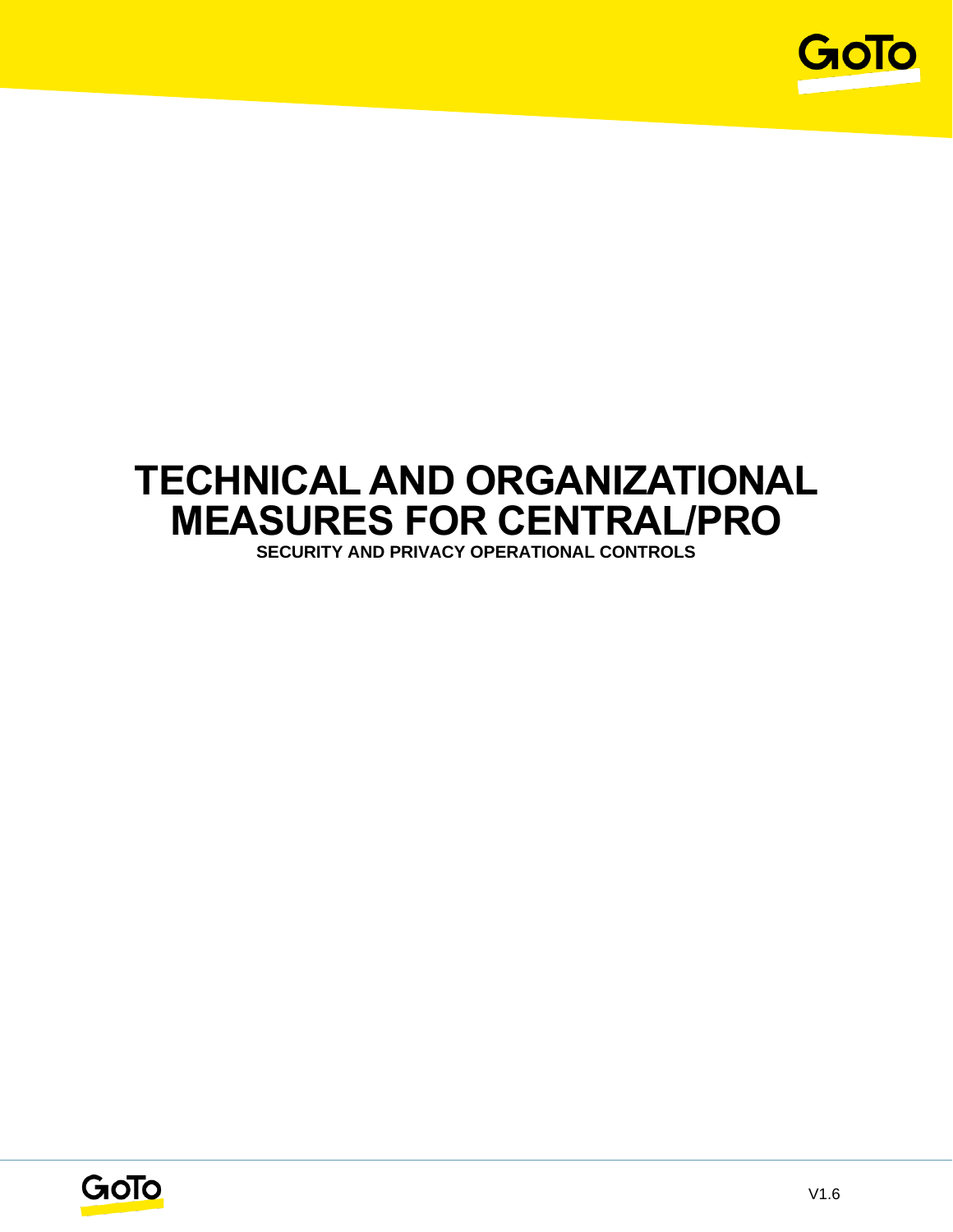# TECHNICAL AND ORGANIZATIONAL MEASURES FOR CENTRAL/PRO

**SECURITY AND PRIVACY OPERATIONAL CONTROLS**

V1.6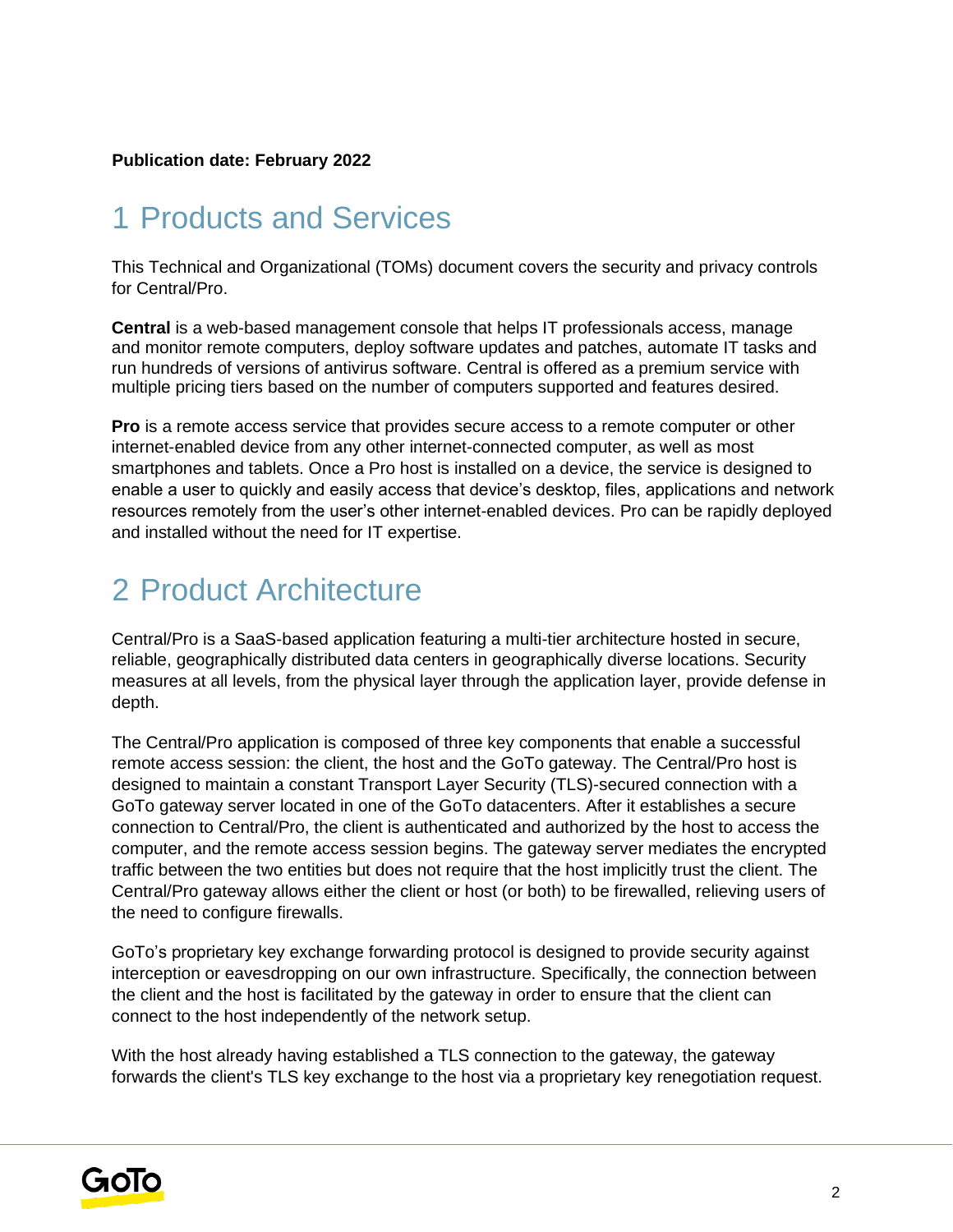**Publication date: February 2022**

# 1 Products and Services

This Technical and Organizational (TOMs) document covers the security and privacy controls for Central/Pro.

**Central** is a web-based management console that helps IT professionals access, manage and monitor remote computers, deploy software updates and patches, automate IT tasks and run hundreds of versions of antivirus software. Central is offered as a premium service with multiple pricing tiers based on the number of computers supported and features desired.

**Pro** is a remote access service that provides secure access to a remote computer or other internet-enabled device from any other internet-connected computer, as well as most smartphones and tablets. Once a Pro host is installed on a device, the service is designed to enable a user to quickly and easily access that device's desktop, files, applications and network resources remotely from the user's other internet-enabled devices. Pro can be rapidly deployed and installed without the need for IT expertise.

# 2 Product Architecture

Central/Pro is a SaaS-based application featuring a multi-tier architecture hosted in secure, reliable, geographically distributed data centers in geographically diverse locations. Security measures at all levels, from the physical layer through the application layer, provide defense in depth.

The Central/Pro application is composed of three key components that enable a successful remote access session: the client, the host and the GoTo gateway. The Central/Pro host is designed to maintain a constant Transport Layer Security (TLS)-secured connection with a GoTo gateway server located in one of the GoTo datacenters. After it establishes a secure connection to Central/Pro, the client is authenticated and authorized by the host to access the computer, and the remote access session begins. The gateway server mediates the encrypted traffic between the two entities but does not require that the host implicitly trust the client. The Central/Pro gateway allows either the client or host (or both) to be firewalled, relieving users of the need to configure firewalls.

GoTo's proprietary key exchange forwarding protocol is designed to provide security against interception or eavesdropping on our own infrastructure. Specifically, the connection between the client and the host is facilitated by the gateway in order to ensure that the client can connect to the host independently of the network setup.

With the host already having established a TLS connection to the gateway, the gateway forwards the client's TLS key exchange to the host via a proprietary key renegotiation request.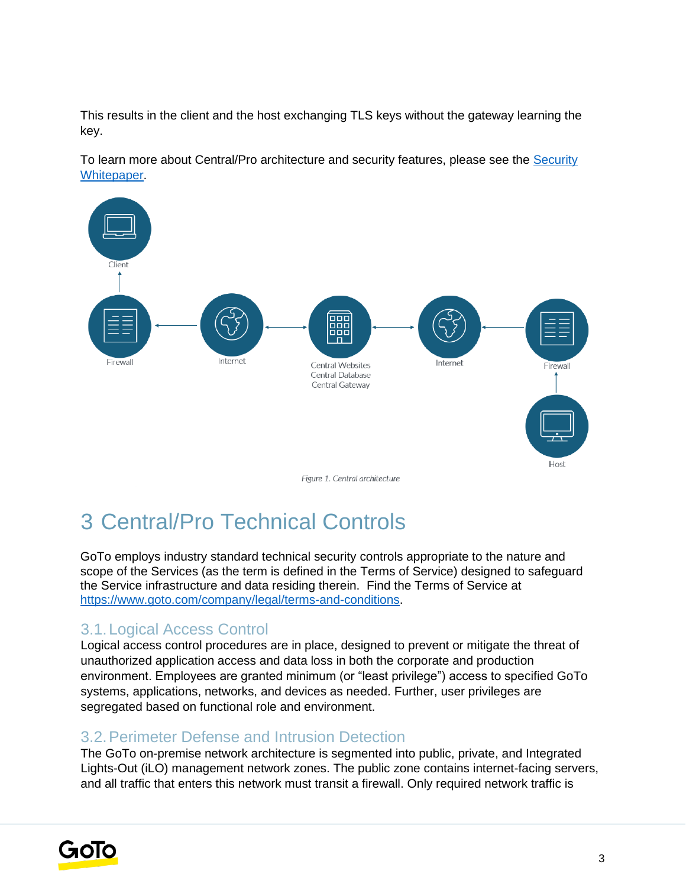This results in the client and the host exchanging TLS keys without the gateway learning the key.

To learn more about Central/Pro architecture and security features, please see the [Security Whitepaper](Security Whitepaper).

*Figure 1. Central architecture*

# 3 Central/Pro Technical Controls

GoTo employs industry standard technical security controls appropriate to the nature and scope of the Services (as the term is defined in the Terms of Service) designed to safeguard the Service infrastructure and data residing therein. Find the Terms of Service at https://www.goto.com/company/legal/terms-and-conditions.

## 3.1. Logical Access Control

Logical access control procedures are in place, designed to prevent or mitigate the threat of unauthorized application access and data loss in both the corporate and production environment. Employees are granted minimum (or "least privilege") access to specified GoTo systems, applications, networks, and devices as needed. Further, user privileges are segregated based on functional role and environment.

## 3.2. Perimeter Defense and Intrusion Detection

The GoTo on-premise network architecture is segmented into public, private, and Integrated Lights-Out (iLO) management network zones. The public zone contains internet-facing servers, and all traffic that enters this network must transit a firewall. Only required network traffic is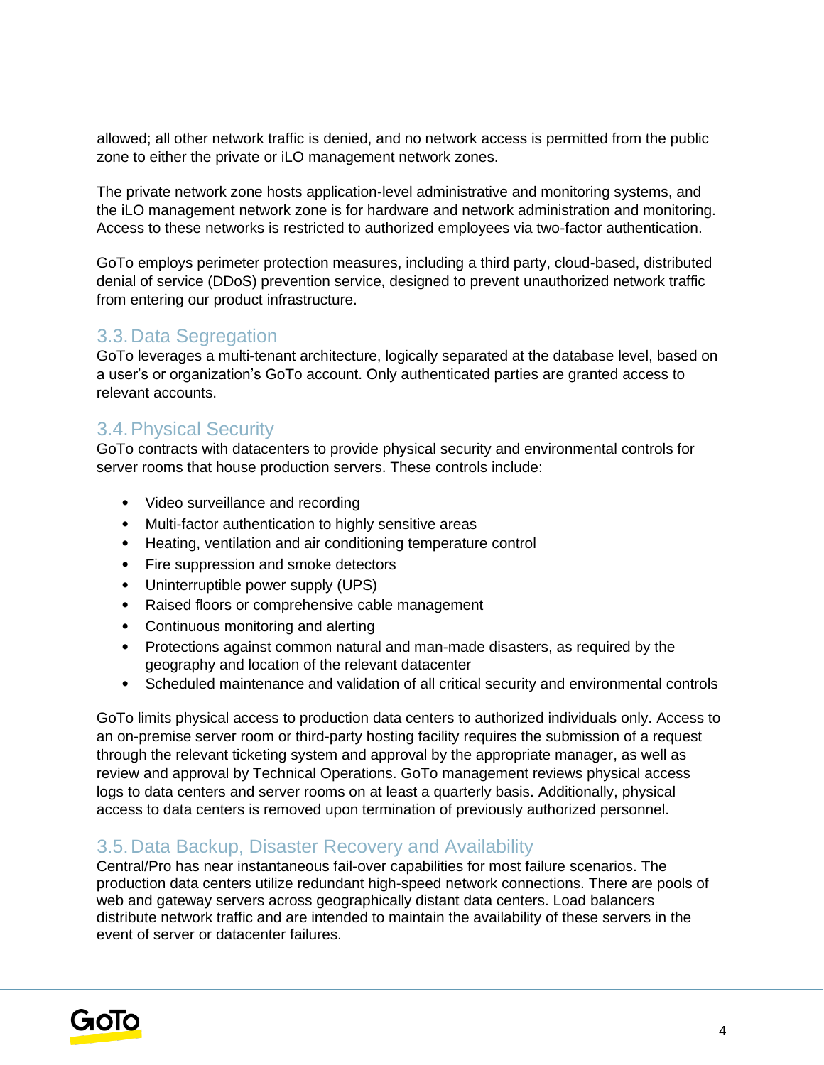allowed; all other network traffic is denied, and no network access is permitted from the public zone to either the private or iLO management network zones.

The private network zone hosts application-level administrative and monitoring systems, and the iLO management network zone is for hardware and network administration and monitoring. Access to these networks is restricted to authorized employees via two-factor authentication.

GoTo employs perimeter protection measures, including a third party, cloud-based, distributed denial of service (DDoS) prevention service, designed to prevent unauthorized network traffic from entering our product infrastructure.

## 3.3. Data Segregation

GoTo leverages a multi-tenant architecture, logically separated at the database level, based on a user's or organization's GoTo account. Only authenticated parties are granted access to relevant accounts.

## 3.4. Physical Security

GoTo contracts with datacenters to provide physical security and environmental controls for server rooms that house production servers. These controls include:

- Video surveillance and recording
- Multi-factor authentication to highly sensitive areas
- Heating, ventilation and air conditioning temperature control
- Fire suppression and smoke detectors
- Uninterruptible power supply (UPS)
- Raised floors or comprehensive cable management
- Continuous monitoring and alerting
- Protections against common natural and man-made disasters, as required by the geography and location of the relevant datacenter
- Scheduled maintenance and validation of all critical security and environmental controls

GoTo limits physical access to production data centers to authorized individuals only. Access to an on-premise server room or third-party hosting facility requires the submission of a request through the relevant ticketing system and approval by the appropriate manager, as well as review and approval by Technical Operations. GoTo management reviews physical access logs to data centers and server rooms on at least a quarterly basis. Additionally, physical access to data centers is removed upon termination of previously authorized personnel.

## 3.5. Data Backup, Disaster Recovery and Availability

Central/Pro has near instantaneous fail-over capabilities for most failure scenarios. The production data centers utilize redundant high-speed network connections. There are pools of web and gateway servers across geographically distant data centers. Load balancers distribute network traffic and are intended to maintain the availability of these servers in the event of server or datacenter failures.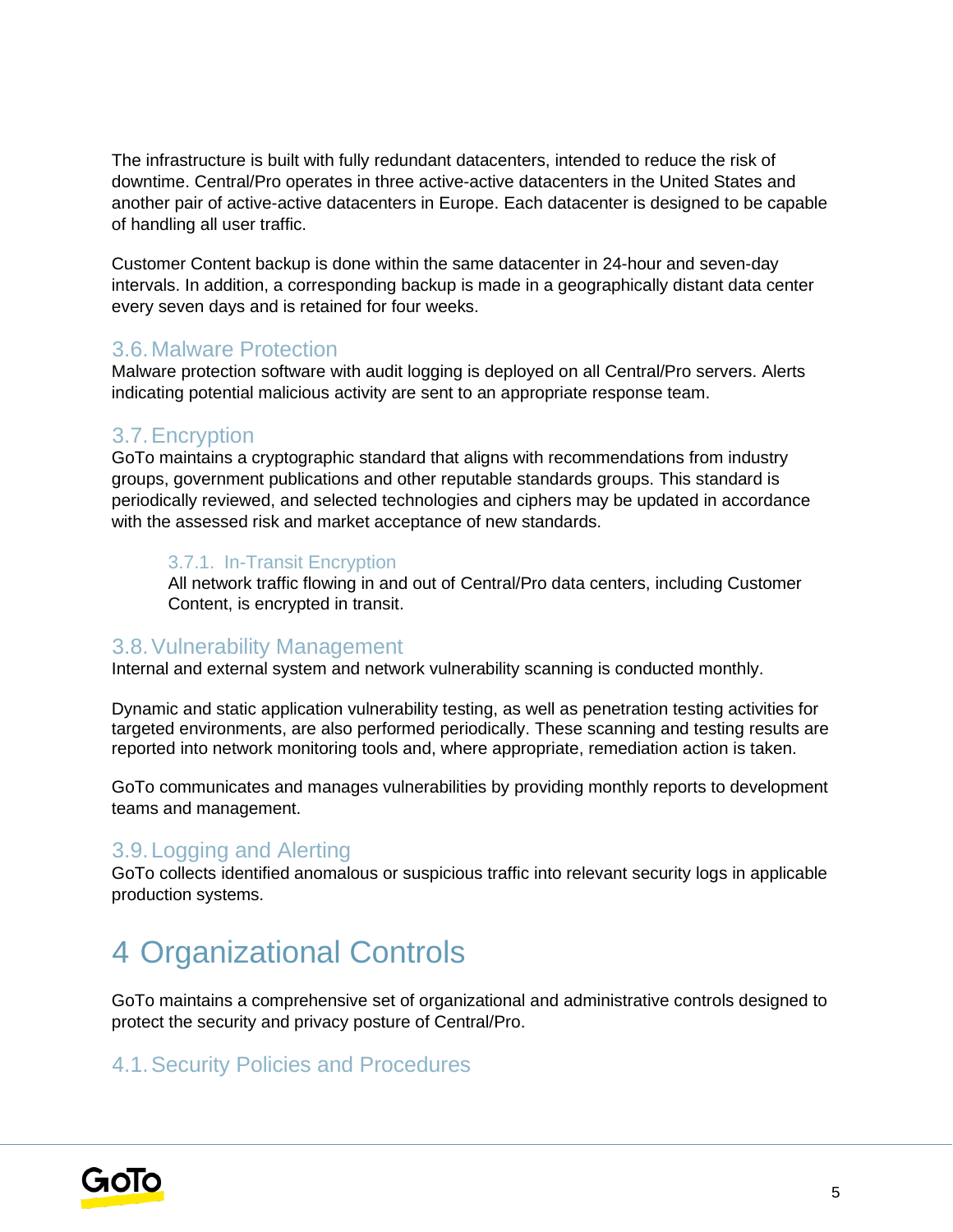The infrastructure is built with fully redundant datacenters, intended to reduce the risk of downtime. Central/Pro operates in three active-active datacenters in the United States and another pair of active-active datacenters in Europe. Each datacenter is designed to be capable of handling all user traffic.

Customer Content backup is done within the same datacenter in 24-hour and seven-day intervals. In addition, a corresponding backup is made in a geographically distant data center every seven days and is retained for four weeks.

## 3.6. Malware Protection

Malware protection software with audit logging is deployed on all Central/Pro servers. Alerts indicating potential malicious activity are sent to an appropriate response team.

## 3.7. Encryption

GoTo maintains a cryptographic standard that aligns with recommendations from industry groups, government publications and other reputable standards groups. This standard is periodically reviewed, and selected technologies and ciphers may be updated in accordance with the assessed risk and market acceptance of new standards.

### 3.7.1. In-Transit Encryption

All network traffic flowing in and out of Central/Pro data centers, including Customer Content, is encrypted in transit.

## 3.8. Vulnerability Management

Internal and external system and network vulnerability scanning is conducted monthly.

Dynamic and static application vulnerability testing, as well as penetration testing activities for targeted environments, are also performed periodically. These scanning and testing results are reported into network monitoring tools and, where appropriate, remediation action is taken.

GoTo communicates and manages vulnerabilities by providing monthly reports to development teams and management.

## 3.9. Logging and Alerting

GoTo collects identified anomalous or suspicious traffic into relevant security logs in applicable production systems.

# 4 Organizational Controls

GoTo maintains a comprehensive set of organizational and administrative controls designed to protect the security and privacy posture of Central/Pro.

## 4.1. Security Policies and Procedures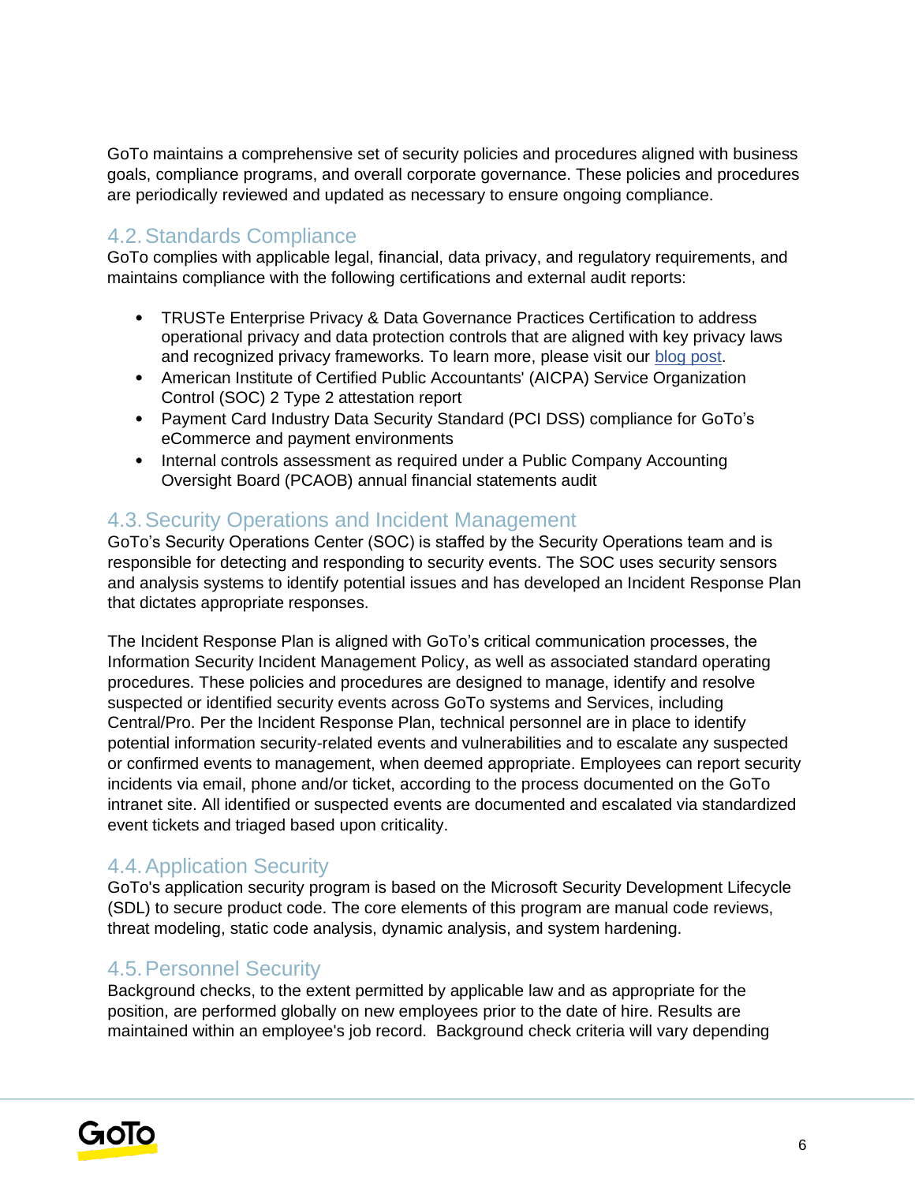GoTo maintains a comprehensive set of security policies and procedures aligned with business goals, compliance programs, and overall corporate governance. These policies and procedures are periodically reviewed and updated as necessary to ensure ongoing compliance.

## 4.2. Standards Compliance

GoTo complies with applicable legal, financial, data privacy, and regulatory requirements, and maintains compliance with the following certifications and external audit reports:

- TRUSTe Enterprise Privacy & Data Governance Practices Certification to address operational privacy and data protection controls that are aligned with key privacy laws and recognized privacy frameworks. To learn more, please visit our blog post.
- American Institute of Certified Public Accountants' (AICPA) Service Organization Control (SOC) 2 Type 2 attestation report
- Payment Card Industry Data Security Standard (PCI DSS) compliance for GoTo's eCommerce and payment environments
- Internal controls assessment as required under a Public Company Accounting Oversight Board (PCAOB) annual financial statements audit

## 4.3. Security Operations and Incident Management

GoTo's Security Operations Center (SOC) is staffed by the Security Operations team and is responsible for detecting and responding to security events. The SOC uses security sensors and analysis systems to identify potential issues and has developed an Incident Response Plan that dictates appropriate responses.

The Incident Response Plan is aligned with GoTo's critical communication processes, the Information Security Incident Management Policy, as well as associated standard operating procedures. These policies and procedures are designed to manage, identify and resolve suspected or identified security events across GoTo systems and Services, including Central/Pro. Per the Incident Response Plan, technical personnel are in place to identify potential information security-related events and vulnerabilities and to escalate any suspected or confirmed events to management, when deemed appropriate. Employees can report security incidents via email, phone and/or ticket, according to the process documented on the GoTo intranet site. All identified or suspected events are documented and escalated via standardized event tickets and triaged based upon criticality.

## 4.4. Application Security

GoTo's application security program is based on the Microsoft Security Development Lifecycle (SDL) to secure product code. The core elements of this program are manual code reviews, threat modeling, static code analysis, dynamic analysis, and system hardening.

## 4.5. Personnel Security

Background checks, to the extent permitted by applicable law and as appropriate for the position, are performed globally on new employees prior to the date of hire. Results are maintained within an employee's job record. Background check criteria will vary depending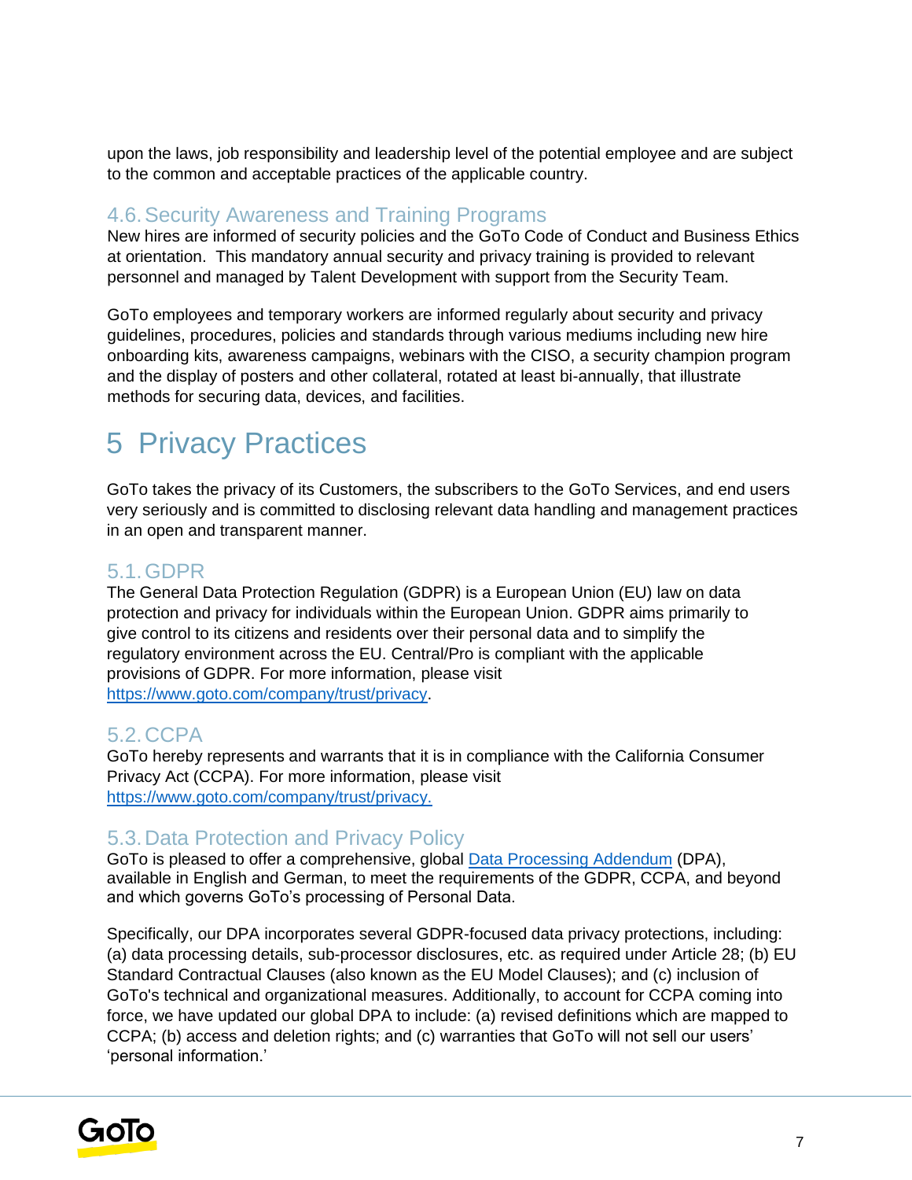upon the laws, job responsibility and leadership level of the potential employee and are subject to the common and acceptable practices of the applicable country.

### 4.6. Security Awareness and Training Programs

New hires are informed of security policies and the GoTo Code of Conduct and Business Ethics at orientation. This mandatory annual security and privacy training is provided to relevant personnel and managed by Talent Development with support from the Security Team.

GoTo employees and temporary workers are informed regularly about security and privacy guidelines, procedures, policies and standards through various mediums including new hire onboarding kits, awareness campaigns, webinars with the CISO, a security champion program and the display of posters and other collateral, rotated at least bi-annually, that illustrate methods for securing data, devices, and facilities.

# 5 Privacy Practices

GoTo takes the privacy of its Customers, the subscribers to the GoTo Services, and end users very seriously and is committed to disclosing relevant data handling and management practices in an open and transparent manner.

### 5.1. GDPR

The General Data Protection Regulation (GDPR) is a European Union (EU) law on data protection and privacy for individuals within the European Union. GDPR aims primarily to give control to its citizens and residents over their personal data and to simplify the regulatory environment across the EU. Central/Pro is compliant with the applicable provisions of GDPR. For more information, please visit [https://www.goto.com/company/trust/privacy](https://www.goto.com/company/trust/privacy).

### 5.2. CCPA

GoTo hereby represents and warrants that it is in compliance with the California Consumer Privacy Act (CCPA). For more information, please visit [https://www.goto.com/company/trust/privacy.](https://www.goto.com/company/trust/privacy)

### 5.3. Data Protection and Privacy Policy

GoTo is pleased to offer a comprehensive, global Data Processing Addendum (DPA), available in English and German, to meet the requirements of the GDPR, CCPA, and beyond and which governs GoTo's processing of Personal Data.

Specifically, our DPA incorporates several GDPR-focused data privacy protections, including: (a) data processing details, sub-processor disclosures, etc. as required under Article 28; (b) EU Standard Contractual Clauses (also known as the EU Model Clauses); and (c) inclusion of GoTo's technical and organizational measures. Additionally, to account for CCPA coming into force, we have updated our global DPA to include: (a) revised definitions which are mapped to CCPA; (b) access and deletion rights; and (c) warranties that GoTo will not sell our users' 'personal information.'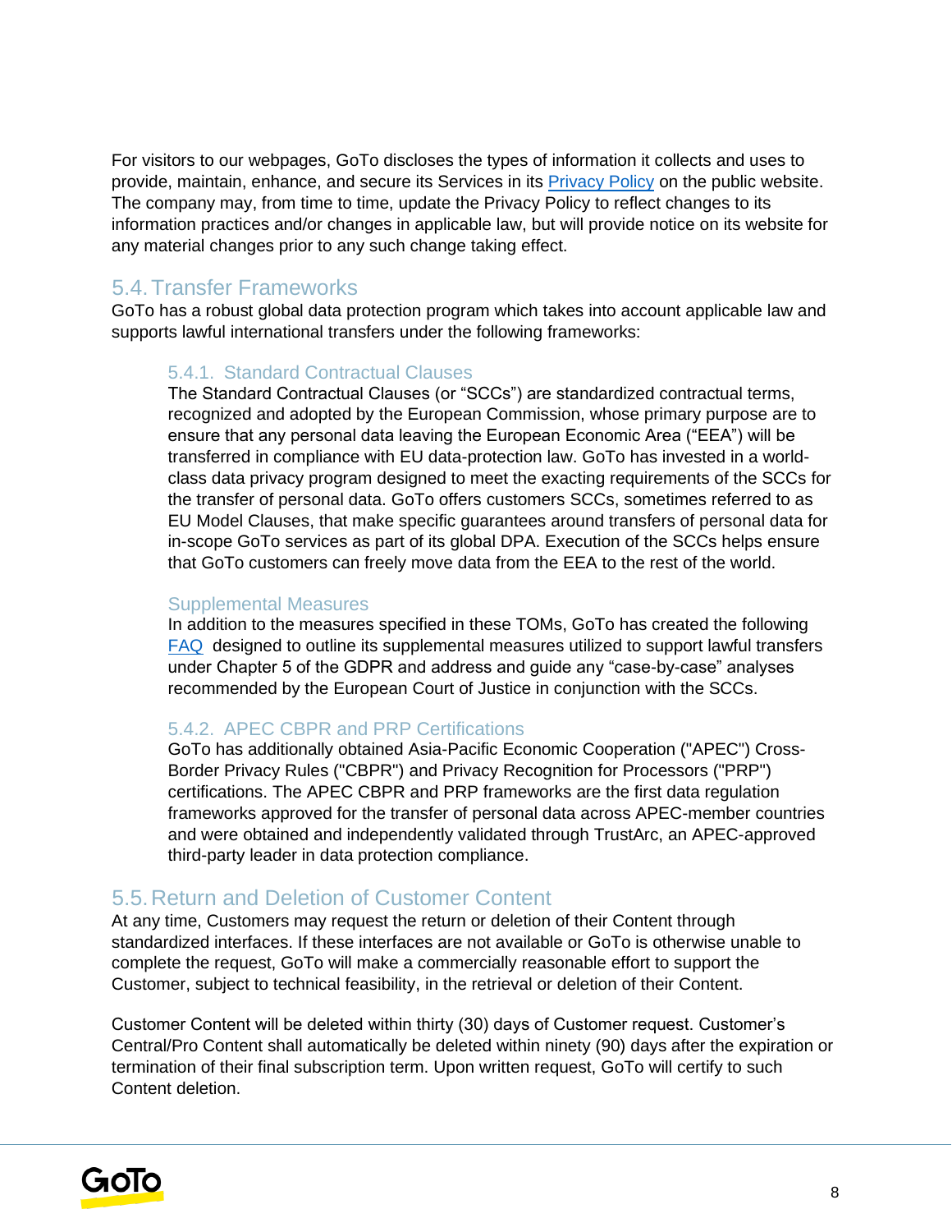For visitors to our webpages, GoTo discloses the types of information it collects and uses to provide, maintain, enhance, and secure its Services in its [Privacy Policy]() on the public website. The company may, from time to time, update the Privacy Policy to reflect changes to its information practices and/or changes in applicable law, but will provide notice on its website for any material changes prior to any such change taking effect.

## 5.4. Transfer Frameworks

GoTo has a robust global data protection program which takes into account applicable law and supports lawful international transfers under the following frameworks:

### 5.4.1. Standard Contractual Clauses

The Standard Contractual Clauses (or “SCCs”) are standardized contractual terms, recognized and adopted by the European Commission, whose primary purpose are to ensure that any personal data leaving the European Economic Area (“EEA”) will be transferred in compliance with EU data-protection law. GoTo has invested in a world-class data privacy program designed to meet the exacting requirements of the SCCs for the transfer of personal data. GoTo offers customers SCCs, sometimes referred to as EU Model Clauses, that make specific guarantees around transfers of personal data for in-scope GoTo services as part of its global DPA. Execution of the SCCs helps ensure that GoTo customers can freely move data from the EEA to the rest of the world.

### Supplemental Measures

In addition to the measures specified in these TOMs, GoTo has created the following [FAQ]() designed to outline its supplemental measures utilized to support lawful transfers under Chapter 5 of the GDPR and address and guide any “case-by-case” analyses recommended by the European Court of Justice in conjunction with the SCCs.

### 5.4.2. APEC CBPR and PRP Certifications

GoTo has additionally obtained Asia-Pacific Economic Cooperation ("APEC") Cross-Border Privacy Rules ("CBPR") and Privacy Recognition for Processors ("PRP") certifications. The APEC CBPR and PRP frameworks are the first data regulation frameworks approved for the transfer of personal data across APEC-member countries and were obtained and independently validated through TrustArc, an APEC-approved third-party leader in data protection compliance.

## 5.5. Return and Deletion of Customer Content

At any time, Customers may request the return or deletion of their Content through standardized interfaces. If these interfaces are not available or GoTo is otherwise unable to complete the request, GoTo will make a commercially reasonable effort to support the Customer, subject to technical feasibility, in the retrieval or deletion of their Content.

Customer Content will be deleted within thirty (30) days of Customer request. Customer’s Central/Pro Content shall automatically be deleted within ninety (90) days after the expiration or termination of their final subscription term. Upon written request, GoTo will certify to such Content deletion.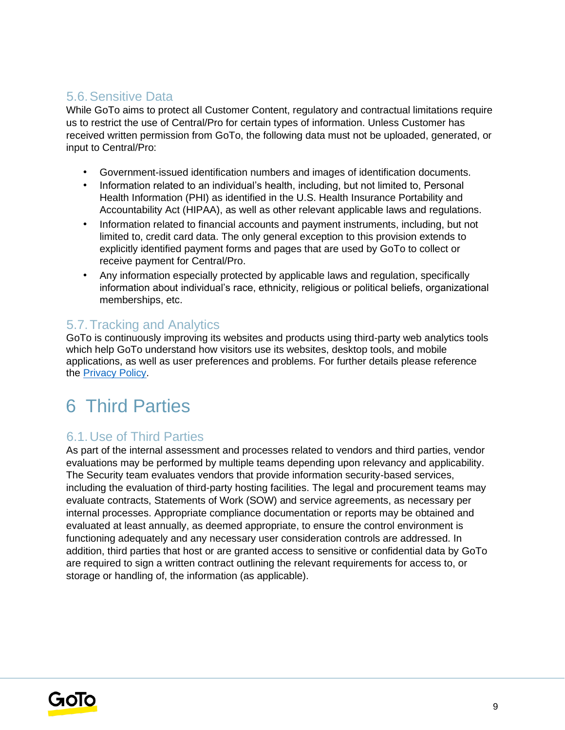### 5.6. Sensitive Data

While GoTo aims to protect all Customer Content, regulatory and contractual limitations require us to restrict the use of Central/Pro for certain types of information. Unless Customer has received written permission from GoTo, the following data must not be uploaded, generated, or input to Central/Pro:

- Government-issued identification numbers and images of identification documents.
- Information related to an individual's health, including, but not limited to, Personal Health Information (PHI) as identified in the U.S. Health Insurance Portability and Accountability Act (HIPAA), as well as other relevant applicable laws and regulations.
- Information related to financial accounts and payment instruments, including, but not limited to, credit card data. The only general exception to this provision extends to explicitly identified payment forms and pages that are used by GoTo to collect or receive payment for Central/Pro.
- Any information especially protected by applicable laws and regulation, specifically information about individual's race, ethnicity, religious or political beliefs, organizational memberships, etc.

### 5.7. Tracking and Analytics

GoTo is continuously improving its websites and products using third-party web analytics tools which help GoTo understand how visitors use its websites, desktop tools, and mobile applications, as well as user preferences and problems. For further details please reference the [Privacy Policy](Privacy Policy).

## 6 Third Parties

### 6.1. Use of Third Parties

As part of the internal assessment and processes related to vendors and third parties, vendor evaluations may be performed by multiple teams depending upon relevancy and applicability. The Security team evaluates vendors that provide information security-based services, including the evaluation of third-party hosting facilities. The legal and procurement teams may evaluate contracts, Statements of Work (SOW) and service agreements, as necessary per internal processes. Appropriate compliance documentation or reports may be obtained and evaluated at least annually, as deemed appropriate, to ensure the control environment is functioning adequately and any necessary user consideration controls are addressed. In addition, third parties that host or are granted access to sensitive or confidential data by GoTo are required to sign a written contract outlining the relevant requirements for access to, or storage or handling of, the information (as applicable).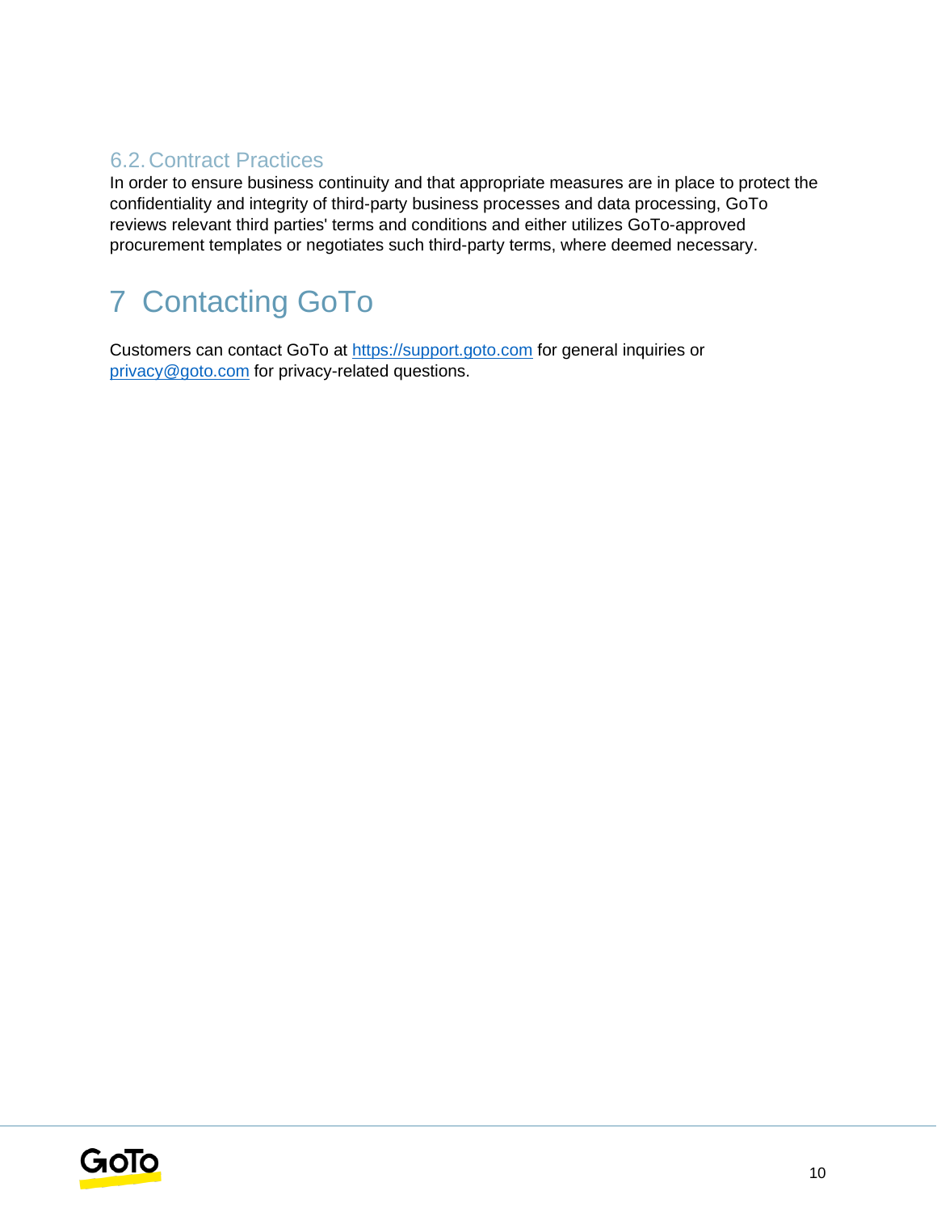### 6.2. Contract Practices

In order to ensure business continuity and that appropriate measures are in place to protect the confidentiality and integrity of third-party business processes and data processing, GoTo reviews relevant third parties' terms and conditions and either utilizes GoTo-approved procurement templates or negotiates such third-party terms, where deemed necessary.

# 7 Contacting GoTo

Customers can contact GoTo at https://support.goto.com for general inquiries or privacy@goto.com for privacy-related questions.